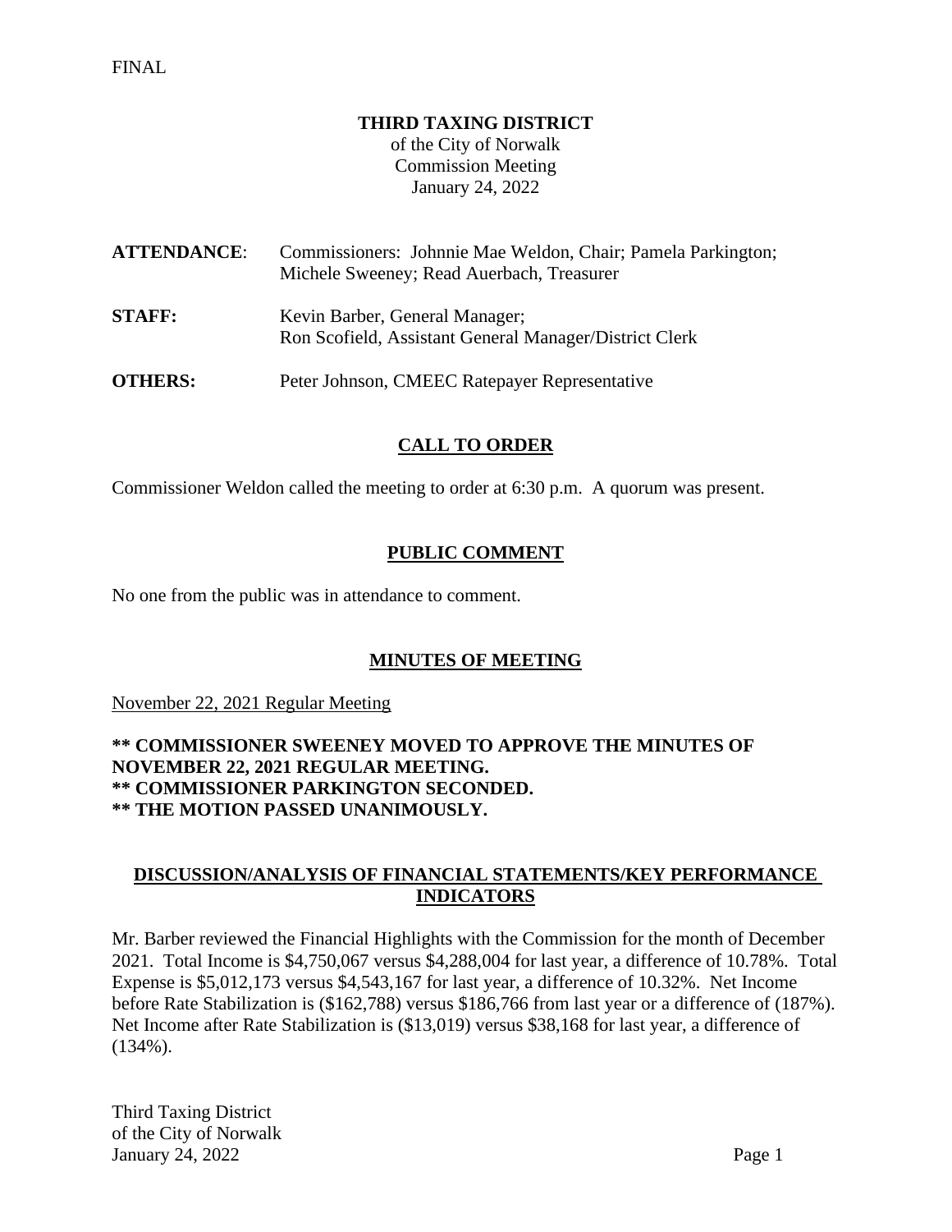FINAL

**THIRD TAXING DISTRICT**
of the City of Norwalk
Commission Meeting
January 24, 2022

**ATTENDANCE**: Commissioners: Johnnie Mae Weldon, Chair; Pamela Parkington; Michele Sweeney; Read Auerbach, Treasurer

**STAFF:** Kevin Barber, General Manager; Ron Scofield, Assistant General Manager/District Clerk

**OTHERS:** Peter Johnson, CMEEC Ratepayer Representative

## CALL TO ORDER

Commissioner Weldon called the meeting to order at 6:30 p.m. A quorum was present.

## PUBLIC COMMENT

No one from the public was in attendance to comment.

## MINUTES OF MEETING

November 22, 2021 Regular Meeting

**\*\* COMMISSIONER SWEENEY MOVED TO APPROVE THE MINUTES OF NOVEMBER 22, 2021 REGULAR MEETING.**
**\*\* COMMISSIONER PARKINGTON SECONDED.**
**\*\* THE MOTION PASSED UNANIMOUSLY.**

## DISCUSSION/ANALYSIS OF FINANCIAL STATEMENTS/KEY PERFORMANCE INDICATORS

Mr. Barber reviewed the Financial Highlights with the Commission for the month of December 2021. Total Income is $4,750,067 versus $4,288,004 for last year, a difference of 10.78%. Total Expense is $5,012,173 versus $4,543,167 for last year, a difference of 10.32%. Net Income before Rate Stabilization is ($162,788) versus $186,766 from last year or a difference of (187%). Net Income after Rate Stabilization is ($13,019) versus $38,168 for last year, a difference of (134%).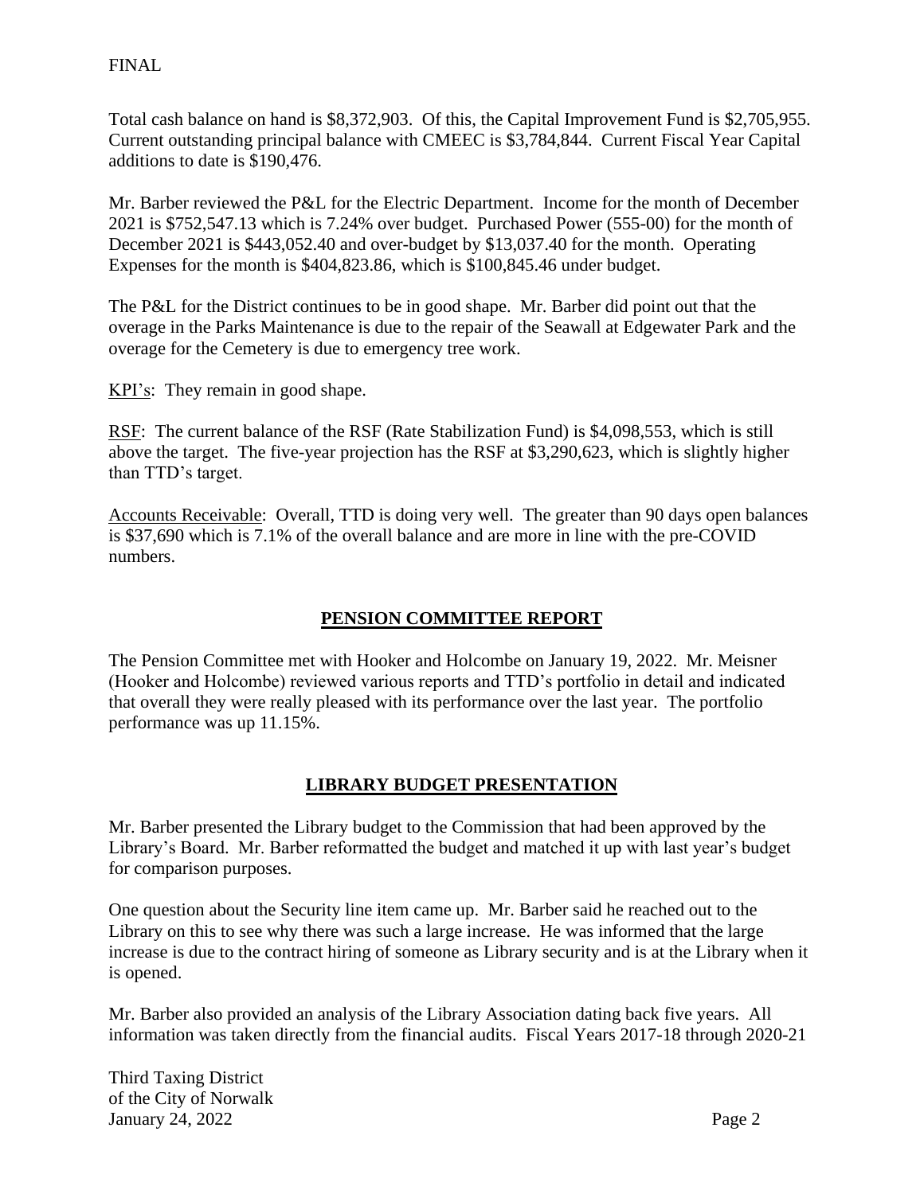FINAL

Total cash balance on hand is $8,372,903. Of this, the Capital Improvement Fund is $2,705,955. Current outstanding principal balance with CMEEC is $3,784,844. Current Fiscal Year Capital additions to date is $190,476.

Mr. Barber reviewed the P&L for the Electric Department. Income for the month of December 2021 is $752,547.13 which is 7.24% over budget. Purchased Power (555-00) for the month of December 2021 is $443,052.40 and over-budget by $13,037.40 for the month. Operating Expenses for the month is $404,823.86, which is $100,845.46 under budget.

The P&L for the District continues to be in good shape. Mr. Barber did point out that the overage in the Parks Maintenance is due to the repair of the Seawall at Edgewater Park and the overage for the Cemetery is due to emergency tree work.

KPI's: They remain in good shape.

RSF: The current balance of the RSF (Rate Stabilization Fund) is $4,098,553, which is still above the target. The five-year projection has the RSF at $3,290,623, which is slightly higher than TTD's target.

Accounts Receivable: Overall, TTD is doing very well. The greater than 90 days open balances is $37,690 which is 7.1% of the overall balance and are more in line with the pre-COVID numbers.

## PENSION COMMITTEE REPORT

The Pension Committee met with Hooker and Holcombe on January 19, 2022. Mr. Meisner (Hooker and Holcombe) reviewed various reports and TTD's portfolio in detail and indicated that overall they were really pleased with its performance over the last year. The portfolio performance was up 11.15%.

## LIBRARY BUDGET PRESENTATION

Mr. Barber presented the Library budget to the Commission that had been approved by the Library's Board. Mr. Barber reformatted the budget and matched it up with last year's budget for comparison purposes.

One question about the Security line item came up. Mr. Barber said he reached out to the Library on this to see why there was such a large increase. He was informed that the large increase is due to the contract hiring of someone as Library security and is at the Library when it is opened.

Mr. Barber also provided an analysis of the Library Association dating back five years. All information was taken directly from the financial audits. Fiscal Years 2017-18 through 2020-21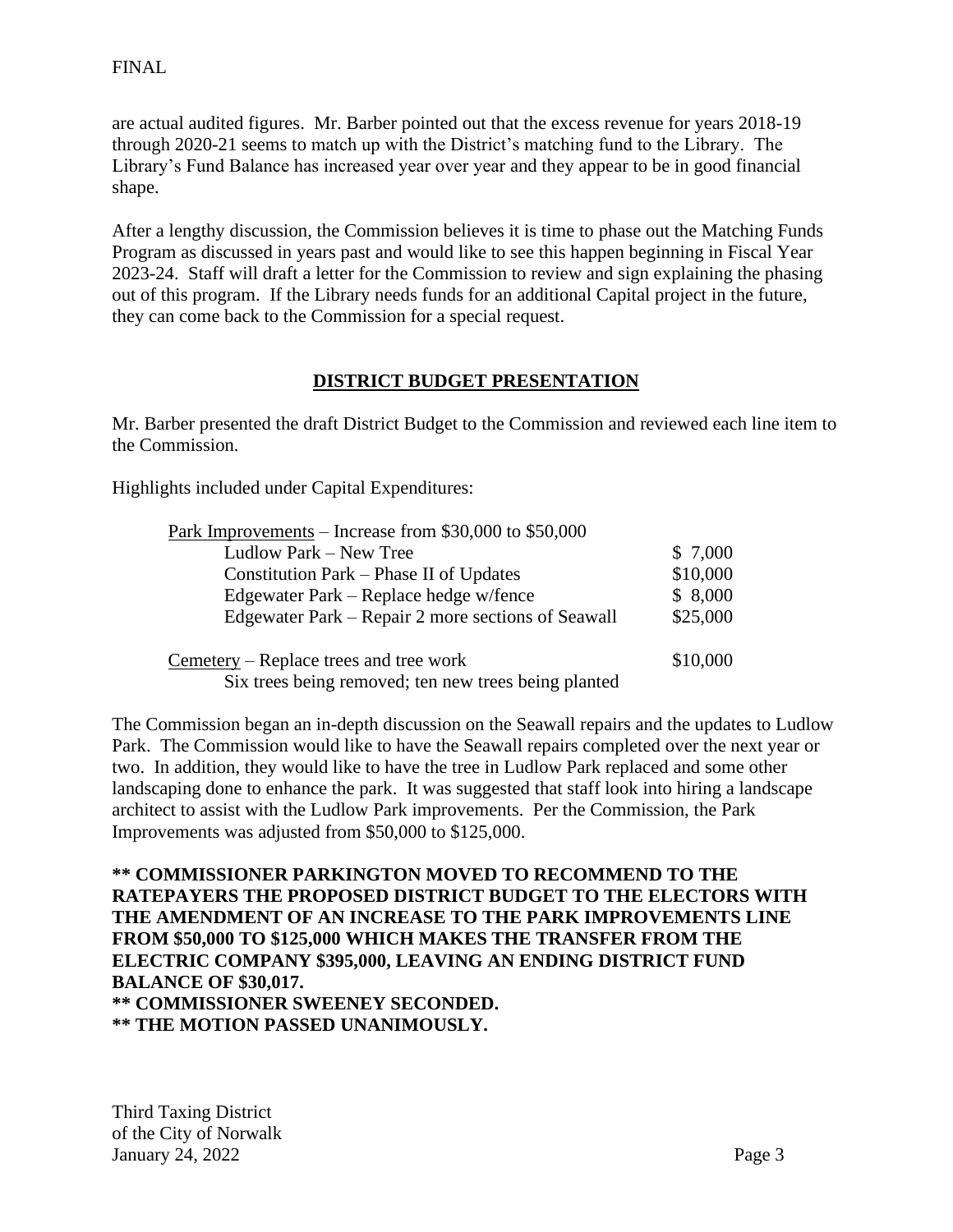FINAL

are actual audited figures. Mr. Barber pointed out that the excess revenue for years 2018-19 through 2020-21 seems to match up with the District's matching fund to the Library. The Library's Fund Balance has increased year over year and they appear to be in good financial shape.

After a lengthy discussion, the Commission believes it is time to phase out the Matching Funds Program as discussed in years past and would like to see this happen beginning in Fiscal Year 2023-24. Staff will draft a letter for the Commission to review and sign explaining the phasing out of this program. If the Library needs funds for an additional Capital project in the future, they can come back to the Commission for a special request.

## DISTRICT BUDGET PRESENTATION

Mr. Barber presented the draft District Budget to the Commission and reviewed each line item to the Commission.

Highlights included under Capital Expenditures:

| | |
|---|---|
| Park Improvements – Increase from \$30,000 to \$50,000 | |
| Ludlow Park – New Tree | \$ 7,000 |
| Constitution Park – Phase II of Updates | \$10,000 |
| Edgewater Park – Replace hedge w/fence | \$ 8,000 |
| Edgewater Park – Repair 2 more sections of Seawall | \$25,000 |
| Cemetery – Replace trees and tree work | \$10,000 |
| Six trees being removed; ten new trees being planted | |

The Commission began an in-depth discussion on the Seawall repairs and the updates to Ludlow Park. The Commission would like to have the Seawall repairs completed over the next year or two. In addition, they would like to have the tree in Ludlow Park replaced and some other landscaping done to enhance the park. It was suggested that staff look into hiring a landscape architect to assist with the Ludlow Park improvements. Per the Commission, the Park Improvements was adjusted from \$50,000 to \$125,000.

**** COMMISSIONER PARKINGTON MOVED TO RECOMMEND TO THE RATEPAYERS THE PROPOSED DISTRICT BUDGET TO THE ELECTORS WITH THE AMENDMENT OF AN INCREASE TO THE PARK IMPROVEMENTS LINE FROM \$50,000 TO \$125,000 WHICH MAKES THE TRANSFER FROM THE ELECTRIC COMPANY \$395,000, LEAVING AN ENDING DISTRICT FUND BALANCE OF \$30,017.**
**** COMMISSIONER SWEENEY SECONDED.**
**** THE MOTION PASSED UNANIMOUSLY.**

Third Taxing District
of the City of Norwalk
January 24, 2022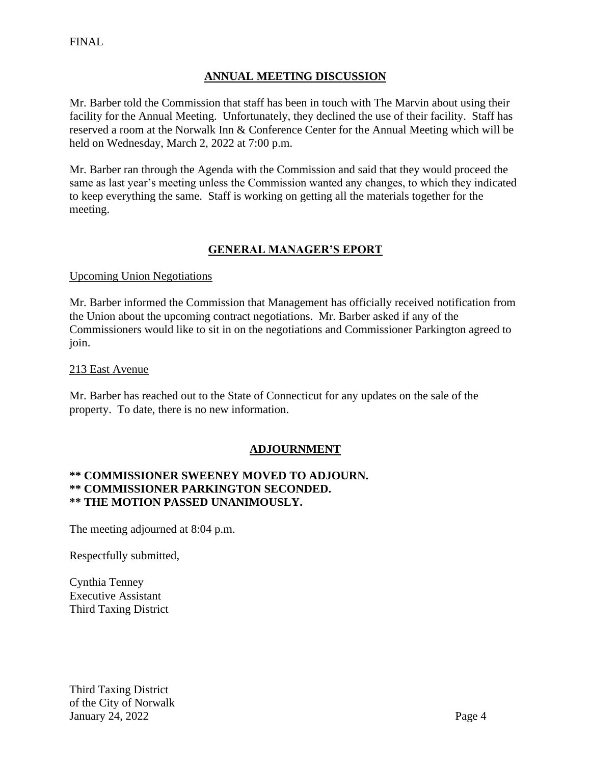FINAL

## ANNUAL MEETING DISCUSSION

Mr. Barber told the Commission that staff has been in touch with The Marvin about using their facility for the Annual Meeting. Unfortunately, they declined the use of their facility. Staff has reserved a room at the Norwalk Inn & Conference Center for the Annual Meeting which will be held on Wednesday, March 2, 2022 at 7:00 p.m.

Mr. Barber ran through the Agenda with the Commission and said that they would proceed the same as last year's meeting unless the Commission wanted any changes, to which they indicated to keep everything the same. Staff is working on getting all the materials together for the meeting.

## GENERAL MANAGER'S EPORT

Upcoming Union Negotiations

Mr. Barber informed the Commission that Management has officially received notification from the Union about the upcoming contract negotiations. Mr. Barber asked if any of the Commissioners would like to sit in on the negotiations and Commissioner Parkington agreed to join.

213 East Avenue

Mr. Barber has reached out to the State of Connecticut for any updates on the sale of the property. To date, there is no new information.

## ADJOURNMENT

**\*\* COMMISSIONER SWEENEY MOVED TO ADJOURN.**
**\*\* COMMISSIONER PARKINGTON SECONDED.**
**\*\* THE MOTION PASSED UNANIMOUSLY.**

The meeting adjourned at 8:04 p.m.

Respectfully submitted,

Cynthia Tenney
Executive Assistant
Third Taxing District